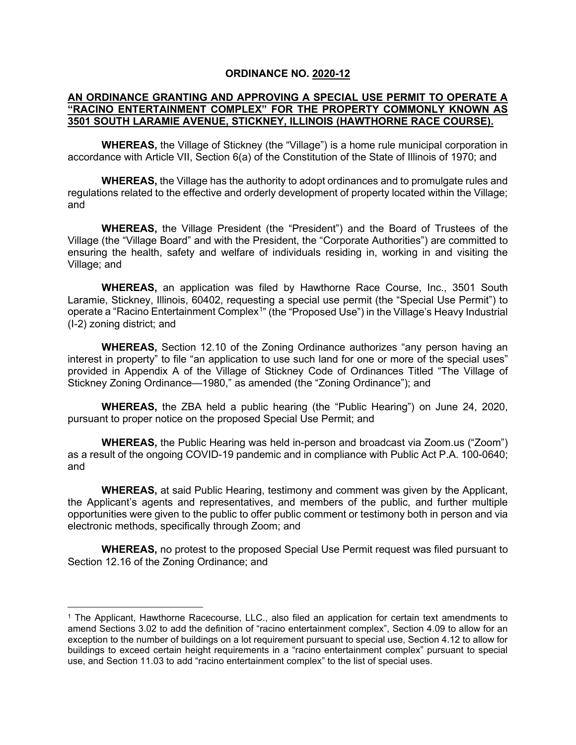# ORDINANCE NO. 2020-12

## AN ORDINANCE GRANTING AND APPROVING A SPECIAL USE PERMIT TO OPERATE A "RACINO ENTERTAINMENT COMPLEX" FOR THE PROPERTY COMMONLY KNOWN AS 3501 SOUTH LARAMIE AVENUE, STICKNEY, ILLINOIS (HAWTHORNE RACE COURSE).

**WHEREAS,** the Village of Stickney (the "Village") is a home rule municipal corporation in accordance with Article VII, Section 6(a) of the Constitution of the State of Illinois of 1970; and

**WHEREAS,** the Village has the authority to adopt ordinances and to promulgate rules and regulations related to the effective and orderly development of property located within the Village; and

**WHEREAS,** the Village President (the "President") and the Board of Trustees of the Village (the "Village Board" and with the President, the "Corporate Authorities") are committed to ensuring the health, safety and welfare of individuals residing in, working in and visiting the Village; and

**WHEREAS,** an application was filed by Hawthorne Race Course, Inc., 3501 South Laramie, Stickney, Illinois, 60402, requesting a special use permit (the "Special Use Permit") to operate a "Racino Entertainment Complex[1]" (the "Proposed Use") in the Village's Heavy Industrial (I-2) zoning district; and

**WHEREAS,** Section 12.10 of the Zoning Ordinance authorizes "any person having an interest in property" to file "an application to use such land for one or more of the special uses" provided in Appendix A of the Village of Stickney Code of Ordinances Titled "The Village of Stickney Zoning Ordinance—1980," as amended (the "Zoning Ordinance"); and

**WHEREAS,** the ZBA held a public hearing (the "Public Hearing") on June 24, 2020, pursuant to proper notice on the proposed Special Use Permit; and

**WHEREAS,** the Public Hearing was held in-person and broadcast via Zoom.us ("Zoom") as a result of the ongoing COVID-19 pandemic and in compliance with Public Act P.A. 100-0640; and

**WHEREAS,** at said Public Hearing, testimony and comment was given by the Applicant, the Applicant's agents and representatives, and members of the public, and further multiple opportunities were given to the public to offer public comment or testimony both in person and via electronic methods, specifically through Zoom; and

**WHEREAS,** no protest to the proposed Special Use Permit request was filed pursuant to Section 12.16 of the Zoning Ordinance; and

---

[1] The Applicant, Hawthorne Racecourse, LLC., also filed an application for certain text amendments to amend Sections 3.02 to add the definition of "racino entertainment complex", Section 4.09 to allow for an exception to the number of buildings on a lot requirement pursuant to special use, Section 4.12 to allow for buildings to exceed certain height requirements in a "racino entertainment complex" pursuant to special use, and Section 11.03 to add "racino entertainment complex" to the list of special uses.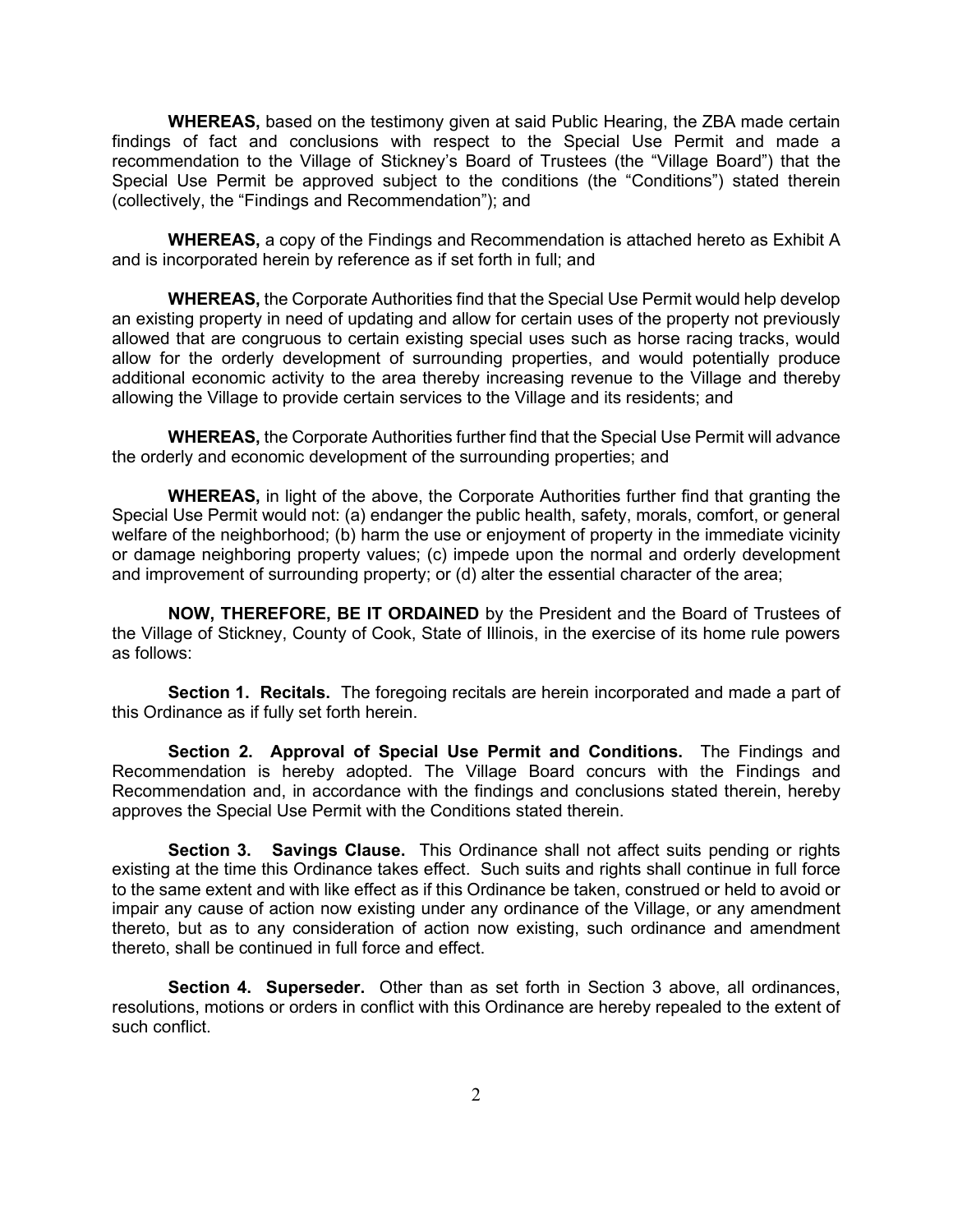**WHEREAS,** based on the testimony given at said Public Hearing, the ZBA made certain findings of fact and conclusions with respect to the Special Use Permit and made a recommendation to the Village of Stickney's Board of Trustees (the "Village Board") that the Special Use Permit be approved subject to the conditions (the "Conditions") stated therein (collectively, the "Findings and Recommendation"); and

**WHEREAS,** a copy of the Findings and Recommendation is attached hereto as Exhibit A and is incorporated herein by reference as if set forth in full; and

**WHEREAS,** the Corporate Authorities find that the Special Use Permit would help develop an existing property in need of updating and allow for certain uses of the property not previously allowed that are congruous to certain existing special uses such as horse racing tracks, would allow for the orderly development of surrounding properties, and would potentially produce additional economic activity to the area thereby increasing revenue to the Village and thereby allowing the Village to provide certain services to the Village and its residents; and

**WHEREAS,** the Corporate Authorities further find that the Special Use Permit will advance the orderly and economic development of the surrounding properties; and

**WHEREAS,** in light of the above, the Corporate Authorities further find that granting the Special Use Permit would not: (a) endanger the public health, safety, morals, comfort, or general welfare of the neighborhood; (b) harm the use or enjoyment of property in the immediate vicinity or damage neighboring property values; (c) impede upon the normal and orderly development and improvement of surrounding property; or (d) alter the essential character of the area;

**NOW, THEREFORE, BE IT ORDAINED** by the President and the Board of Trustees of the Village of Stickney, County of Cook, State of Illinois, in the exercise of its home rule powers as follows:

**Section 1. Recitals.** The foregoing recitals are herein incorporated and made a part of this Ordinance as if fully set forth herein.

**Section 2. Approval of Special Use Permit and Conditions.** The Findings and Recommendation is hereby adopted. The Village Board concurs with the Findings and Recommendation and, in accordance with the findings and conclusions stated therein, hereby approves the Special Use Permit with the Conditions stated therein.

**Section 3. Savings Clause.** This Ordinance shall not affect suits pending or rights existing at the time this Ordinance takes effect. Such suits and rights shall continue in full force to the same extent and with like effect as if this Ordinance be taken, construed or held to avoid or impair any cause of action now existing under any ordinance of the Village, or any amendment thereto, but as to any consideration of action now existing, such ordinance and amendment thereto, shall be continued in full force and effect.

**Section 4. Superseder.** Other than as set forth in Section 3 above, all ordinances, resolutions, motions or orders in conflict with this Ordinance are hereby repealed to the extent of such conflict.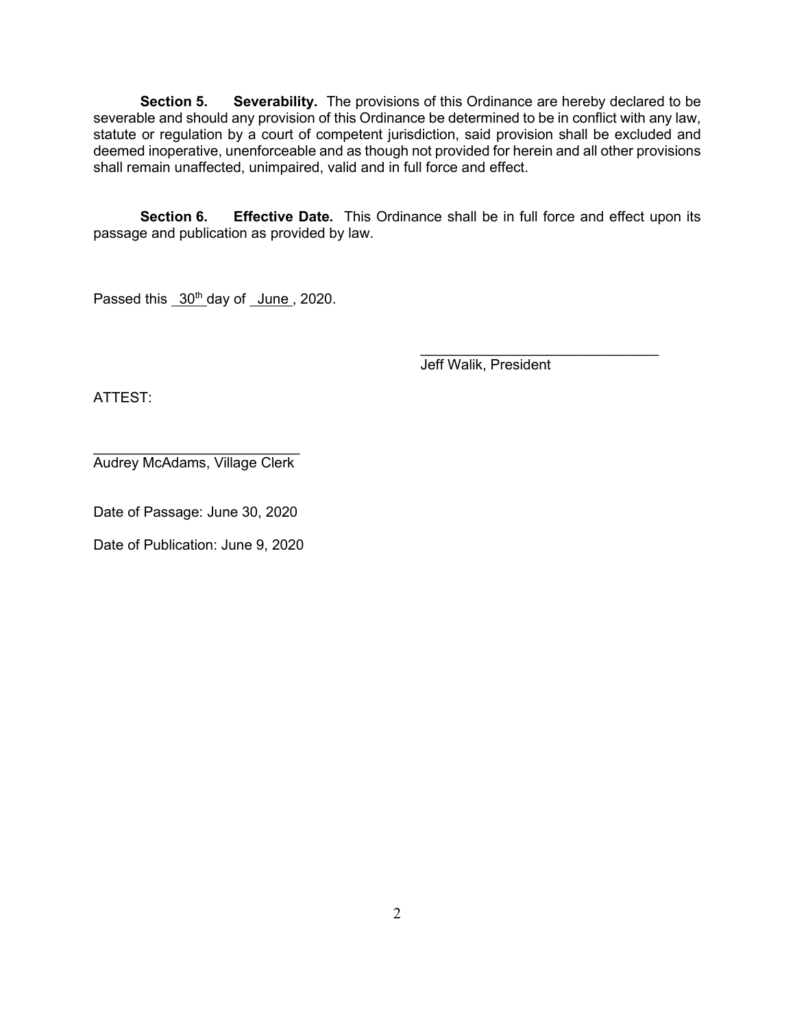**Section 5.** **Severability.** The provisions of this Ordinance are hereby declared to be severable and should any provision of this Ordinance be determined to be in conflict with any law, statute or regulation by a court of competent jurisdiction, said provision shall be excluded and deemed inoperative, unenforceable and as though not provided for herein and all other provisions shall remain unaffected, unimpaired, valid and in full force and effect.

**Section 6.** **Effective Date.** This Ordinance shall be in full force and effect upon its passage and publication as provided by law.

Passed this 30th day of June, 2020.

\_\_\_\_\_\_\_\_\_\_\_\_\_\_\_\_\_\_\_\_\_\_\_\_\_\_\_\_\_\_
Jeff Walik, President

ATTEST:

\_\_\_\_\_\_\_\_\_\_\_\_\_\_\_\_\_\_\_\_\_\_\_\_\_\_
Audrey McAdams, Village Clerk

Date of Passage: June 30, 2020

Date of Publication: June 9, 2020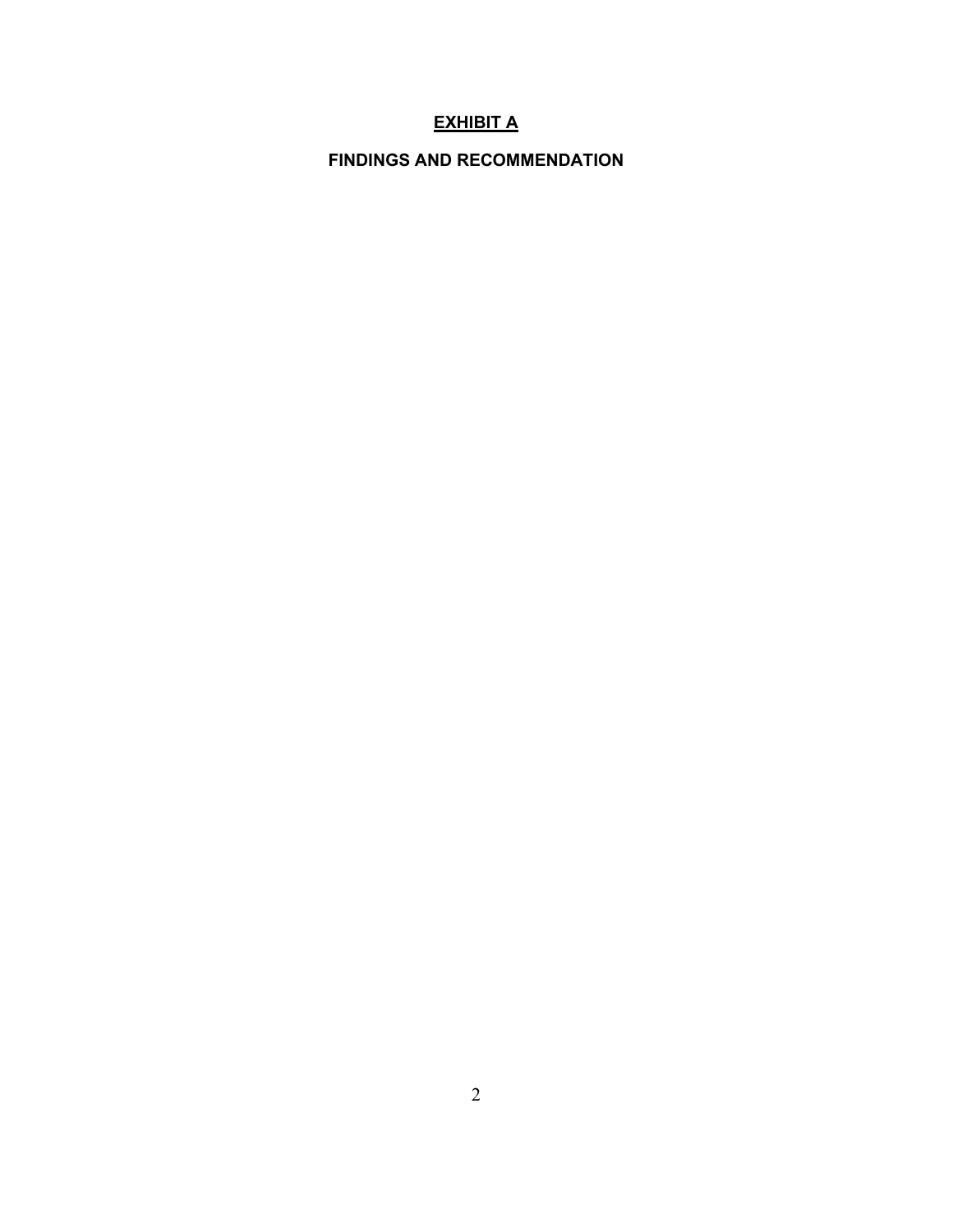# **EXHIBIT A**

## FINDINGS AND RECOMMENDATION